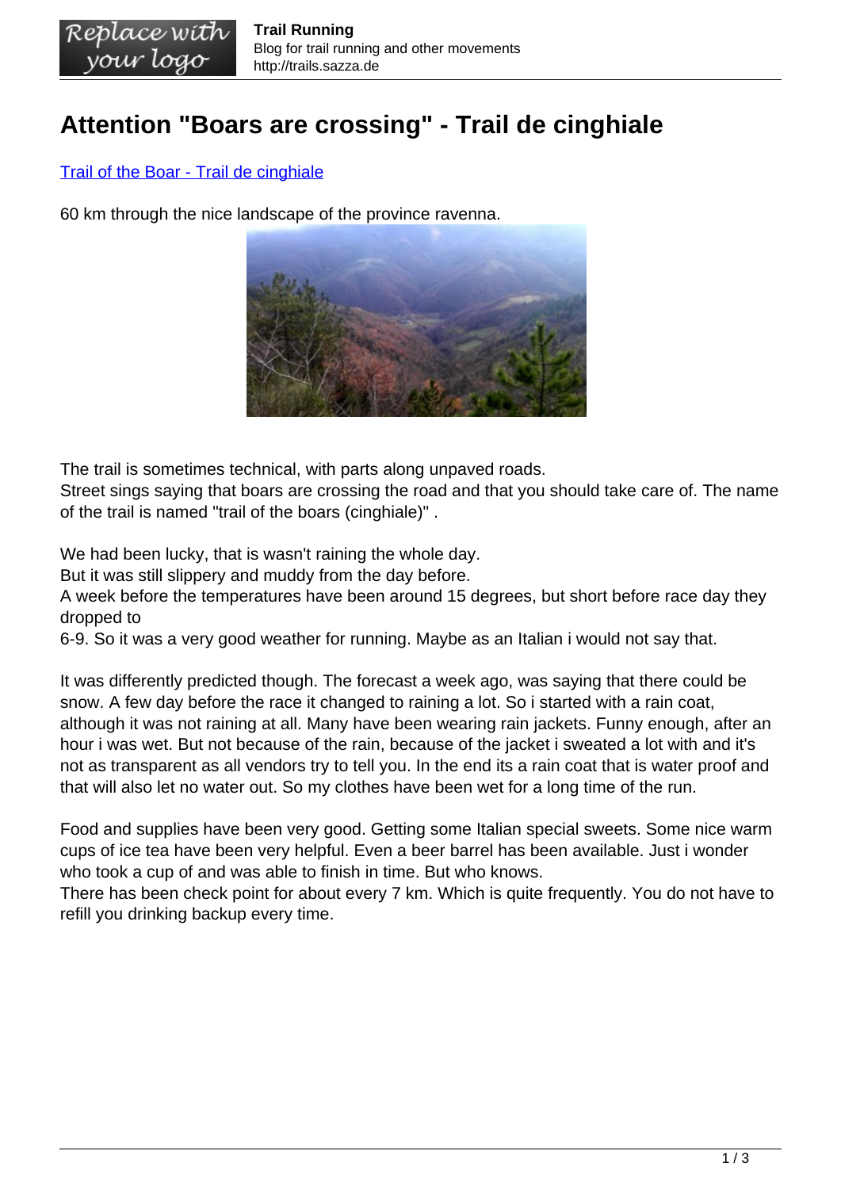# Attention "Boars are crossing" - Trail de cinghiale

[Trail of the Boar - Trail de cinghiale](#)

60 km through the nice landscape of the province ravenna.

The trail is sometimes technical, with parts along unpaved roads.
Street sings saying that boars are crossing the road and that you should take care of. The name of the trail is named "trail of the boars (cinghiale)" .

We had been lucky, that is wasn't raining the whole day.
But it was still slippery and muddy from the day before.
A week before the temperatures have been around 15 degrees, but short before race day they dropped to
6-9. So it was a very good weather for running. Maybe as an Italian i would not say that.

It was differently predicted though. The forecast a week ago, was saying that there could be snow. A few day before the race it changed to raining a lot. So i started with a rain coat, although it was not raining at all. Many have been wearing rain jackets. Funny enough, after an hour i was wet. But not because of the rain, because of the jacket i sweated a lot with and it's not as transparent as all vendors try to tell you. In the end its a rain coat that is water proof and that will also let no water out. So my clothes have been wet for a long time of the run.

Food and supplies have been very good. Getting some Italian special sweets. Some nice warm cups of ice tea have been very helpful. Even a beer barrel has been available. Just i wonder who took a cup of and was able to finish in time. But who knows.
There has been check point for about every 7 km. Which is quite frequently. You do not have to refill you drinking backup every time.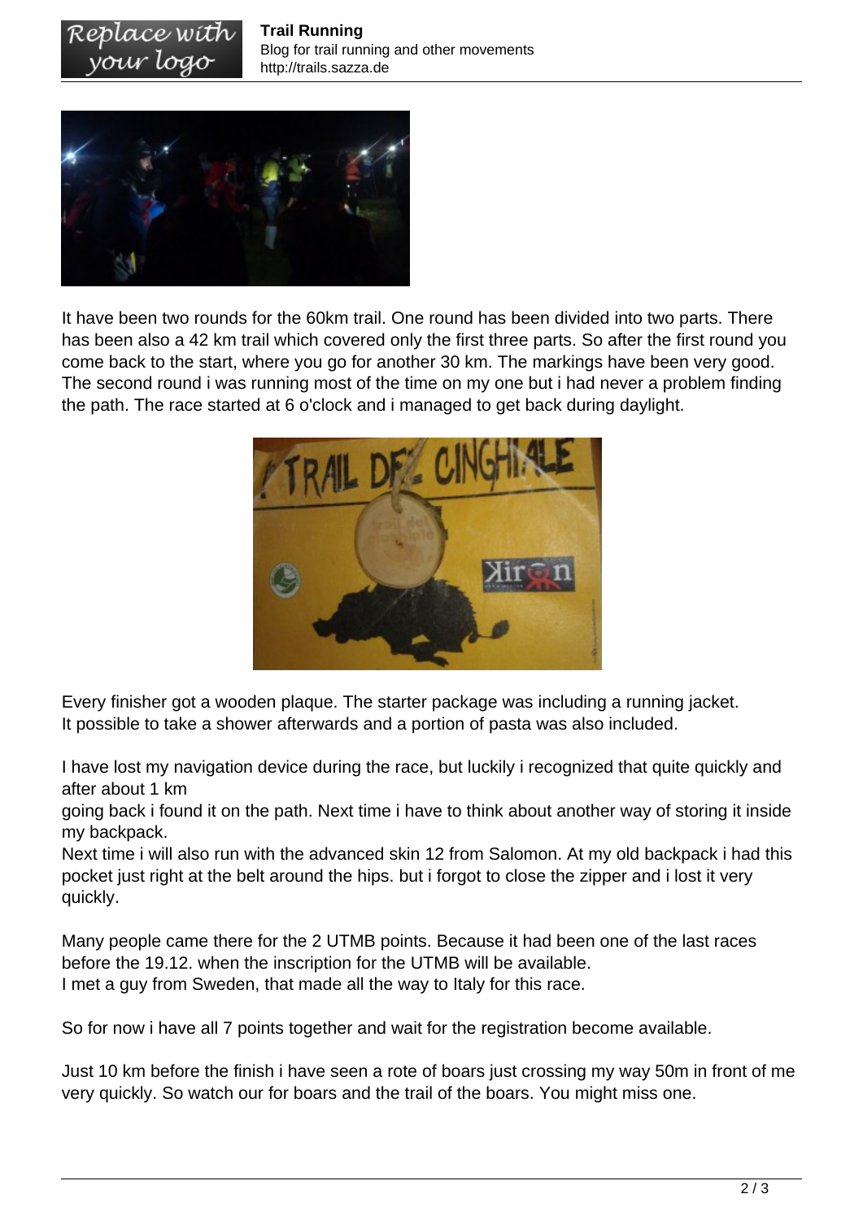It have been two rounds for the 60km trail. One round has been divided into two parts. There has been also a 42 km trail which covered only the first three parts. So after the first round you come back to the start, where you go for another 30 km. The markings have been very good. The second round i was running most of the time on my one but i had never a problem finding the path. The race started at 6 o'clock and i managed to get back during daylight.

Every finisher got a wooden plaque. The starter package was including a running jacket.
It possible to take a shower afterwards and a portion of pasta was also included.

I have lost my navigation device during the race, but luckily i recognized that quite quickly and after about 1 km
going back i found it on the path. Next time i have to think about another way of storing it inside my backpack.
Next time i will also run with the advanced skin 12 from Salomon. At my old backpack i had this pocket just right at the belt around the hips. but i forgot to close the zipper and i lost it very quickly.

Many people came there for the 2 UTMB points. Because it had been one of the last races before the 19.12. when the inscription for the UTMB will be available.
I met a guy from Sweden, that made all the way to Italy for this race.

So for now i have all 7 points together and wait for the registration become available.

Just 10 km before the finish i have seen a rote of boars just crossing my way 50m in front of me very quickly. So watch our for boars and the trail of the boars. You might miss one.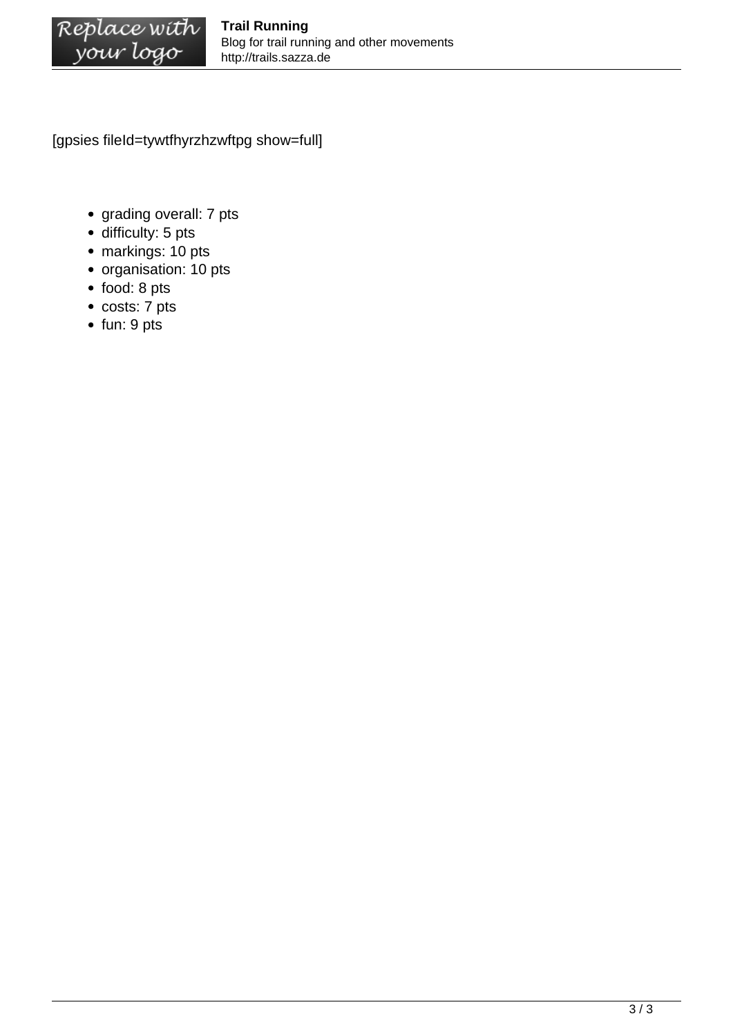[gpsies fileId=tywtfhyrzhzwftpg show=full]

- grading overall: 7 pts
- difficulty: 5 pts
- markings: 10 pts
- organisation: 10 pts
- food: 8 pts
- costs: 7 pts
- fun: 9 pts